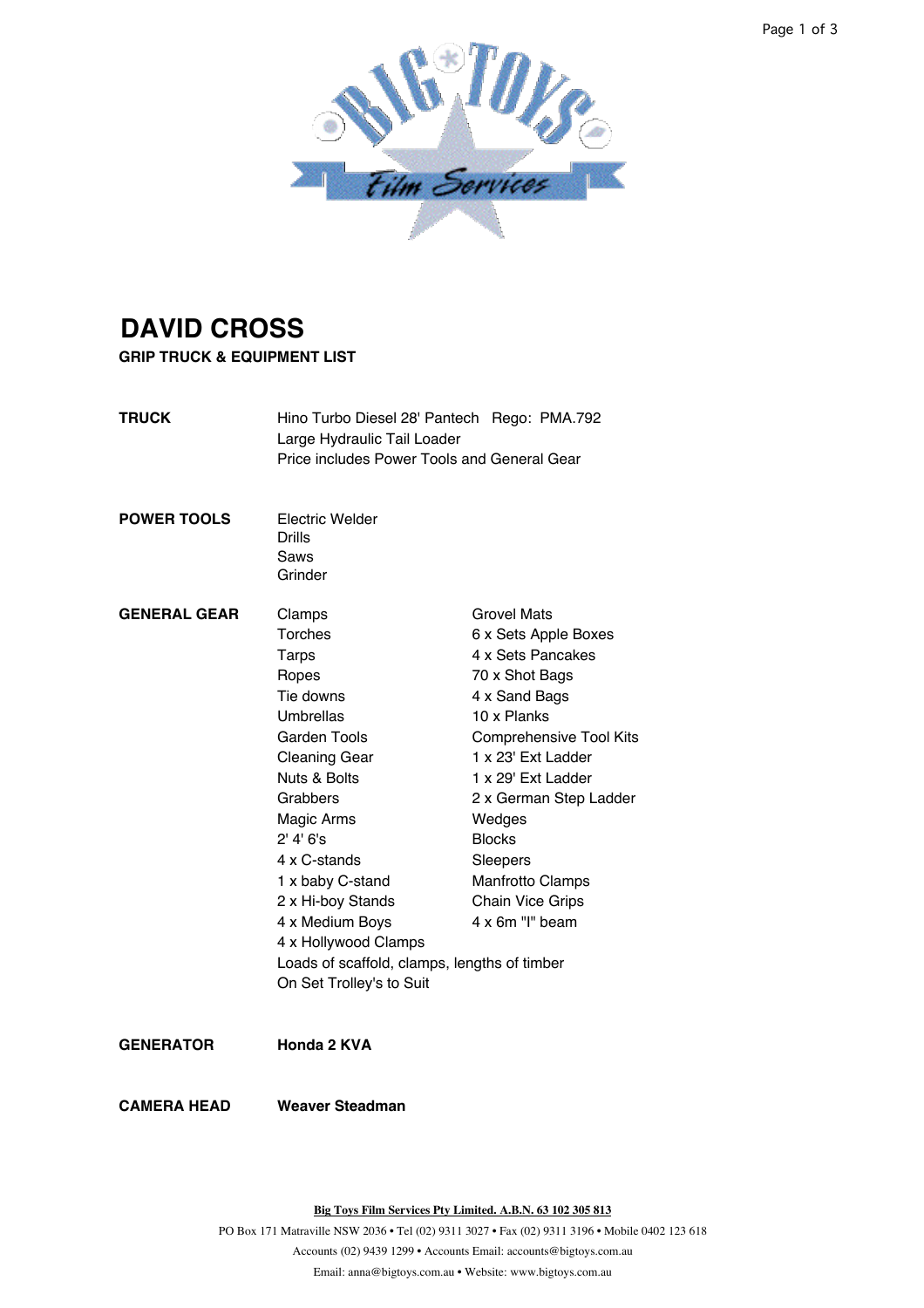# DAVID CROSS

**GRIP TRUCK & EQUIPMENT LIST**

**TRUCK**

Hino Turbo Diesel 28' Pantech Rego: PMA.792
Large Hydraulic Tail Loader
Price includes Power Tools and General Gear

**POWER TOOLS**

Electric Welder
Drills
Saws
Grinder

**GENERAL GEAR**

Clamps
Torches
Tarps
Ropes
Tie downs
Umbrellas
Garden Tools
Cleaning Gear
Nuts & Bolts
Grabbers
Magic Arms
2' 4' 6's
4 x C-stands
1 x baby C-stand
2 x Hi-boy Stands
4 x Medium Boys
4 x Hollywood Clamps
Loads of scaffold, clamps, lengths of timber
On Set Trolley's to Suit

Grovel Mats
6 x Sets Apple Boxes
4 x Sets Pancakes
70 x Shot Bags
4 x Sand Bags
10 x Planks
Comprehensive Tool Kits
1 x 23' Ext Ladder
1 x 29' Ext Ladder
2 x German Step Ladder
Wedges
Blocks
Sleepers
Manfrotto Clamps
Chain Vice Grips
4 x 6m "I" beam

**GENERATOR** **Honda 2 KVA**

**CAMERA HEAD** **Weaver Steadman**

Big Toys Film Services Pty Limited. A.B.N. 63 102 305 813
PO Box 171 Matraville NSW 2036 • Tel (02) 9311 3027 • Fax (02) 9311 3196 • Mobile 0402 123 618
Accounts (02) 9439 1299 • Accounts Email: accounts@bigtoys.com.au
Email: anna@bigtoys.com.au • Website: www.bigtoys.com.au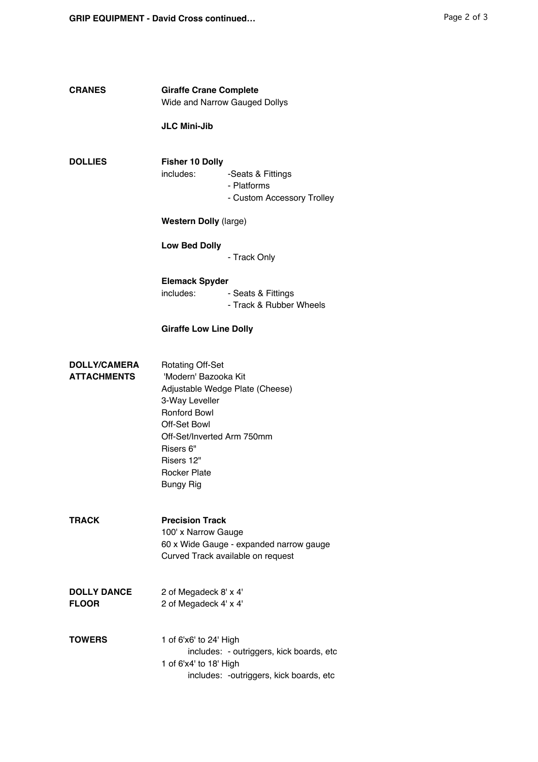## CRANES

**Giraffe Crane Complete**
Wide and Narrow Gauged Dollys

**JLC Mini-Jib**

## DOLLIES

**Fisher 10 Dolly**
includes:
- Seats & Fittings
- Platforms
- Custom Accessory Trolley

**Western Dolly** (large)

**Low Bed Dolly**
- Track Only

**Elemack Spyder**
includes:
- Seats & Fittings
- Track & Rubber Wheels

**Giraffe Low Line Dolly**

## DOLLY/CAMERA ATTACHMENTS

Rotating Off-Set
'Modern' Bazooka Kit
Adjustable Wedge Plate (Cheese)
3-Way Leveller
Ronford Bowl
Off-Set Bowl
Off-Set/Inverted Arm 750mm
Risers 6"
Risers 12"
Rocker Plate
Bungy Rig

## TRACK

**Precision Track**
100' x Narrow Gauge
60 x Wide Gauge - expanded narrow gauge
Curved Track available on request

## DOLLY DANCE FLOOR

2 of Megadeck 8' x 4'
2 of Megadeck 4' x 4'

## TOWERS

1 of 6'x6' to 24' High
includes: - outriggers, kick boards, etc
1 of 6'x4' to 18' High
includes: -outriggers, kick boards, etc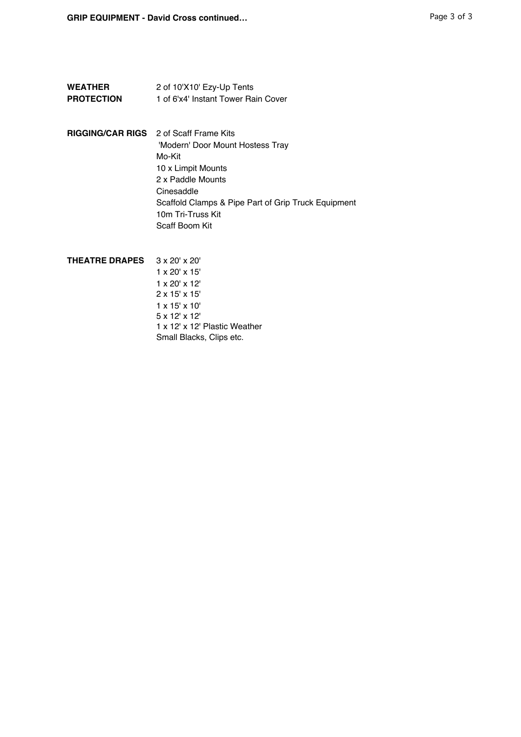**WEATHER PROTECTION**

2 of 10'X10' Ezy-Up Tents
1 of 6'x4' Instant Tower Rain Cover

**RIGGING/CAR RIGS**

2 of Scaff Frame Kits
'Modern' Door Mount Hostess Tray
Mo-Kit
10 x Limpit Mounts
2 x Paddle Mounts
Cinesaddle
Scaffold Clamps & Pipe Part of Grip Truck Equipment
10m Tri-Truss Kit
Scaff Boom Kit

**THEATRE DRAPES**

3 x 20' x 20'
1 x 20' x 15'
1 x 20' x 12'
2 x 15' x 15'
1 x 15' x 10'
5 x 12' x 12'
1 x 12' x 12' Plastic Weather
Small Blacks, Clips etc.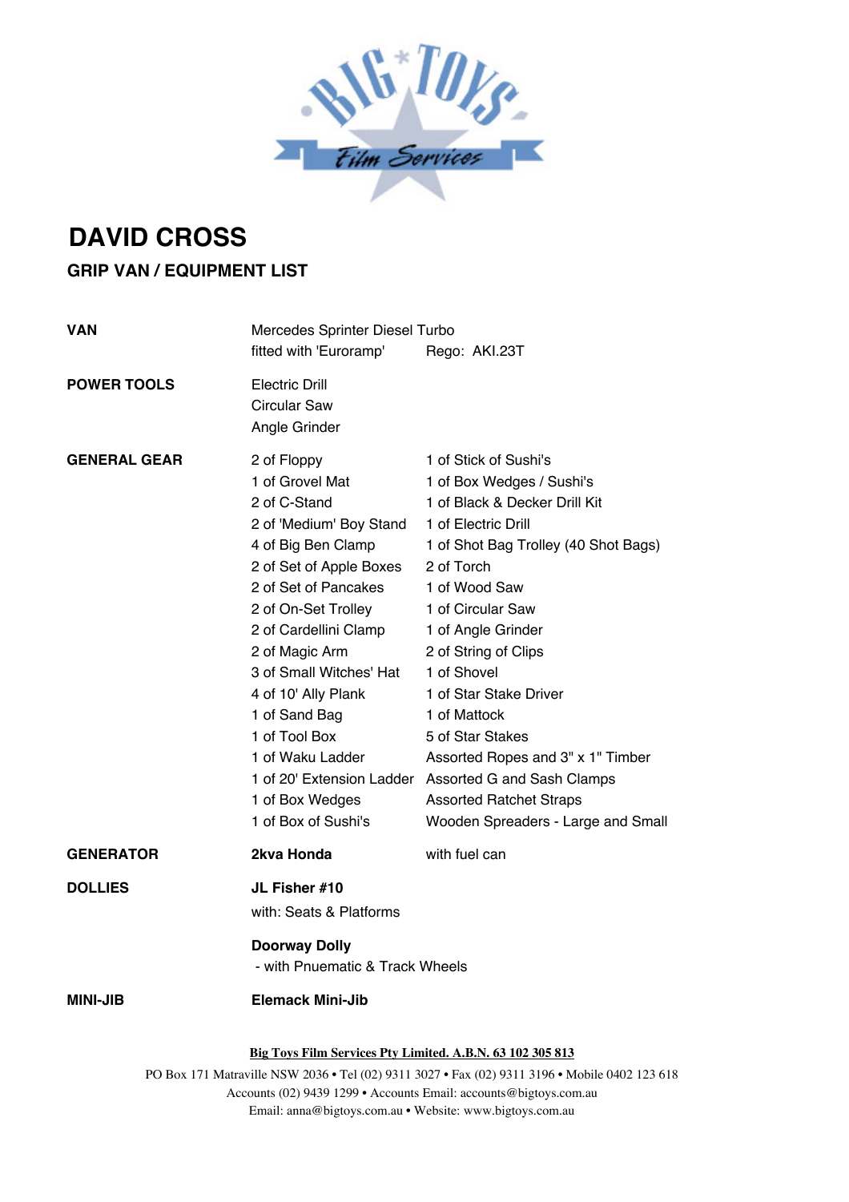# DAVID CROSS

## GRIP VAN / EQUIPMENT LIST

| | | |
|---|---|---|
| **VAN** | Mercedes Sprinter Diesel Turbo | |
| | fitted with 'Euroramp' | Rego: AKI.23T |
| **POWER TOOLS** | Electric Drill | |
| | Circular Saw | |
| | Angle Grinder | |
| **GENERAL GEAR** | 2 of Floppy | 1 of Stick of Sushi's |
| | 1 of Grovel Mat | 1 of Box Wedges / Sushi's |
| | 2 of C-Stand | 1 of Black & Decker Drill Kit |
| | 2 of 'Medium' Boy Stand | 1 of Electric Drill |
| | 4 of Big Ben Clamp | 1 of Shot Bag Trolley (40 Shot Bags) |
| | 2 of Set of Apple Boxes | 2 of Torch |
| | 2 of Set of Pancakes | 1 of Wood Saw |
| | 2 of On-Set Trolley | 1 of Circular Saw |
| | 2 of Cardellini Clamp | 1 of Angle Grinder |
| | 2 of Magic Arm | 2 of String of Clips |
| | 3 of Small Witches' Hat | 1 of Shovel |
| | 4 of 10' Ally Plank | 1 of Star Stake Driver |
| | 1 of Sand Bag | 1 of Mattock |
| | 1 of Tool Box | 5 of Star Stakes |
| | 1 of Waku Ladder | Assorted Ropes and 3" x 1" Timber |
| | 1 of 20' Extension Ladder | Assorted G and Sash Clamps |
| | 1 of Box Wedges | Assorted Ratchet Straps |
| | 1 of Box of Sushi's | Wooden Spreaders - Large and Small |
| **GENERATOR** | **2kva Honda** | with fuel can |
| **DOLLIES** | **JL Fisher #10** | |
| | with: Seats & Platforms | |
| | **Doorway Dolly** | |
| | - with Pnuematic & Track Wheels | |
| **MINI-JIB** | **Elemack Mini-Jib** | |

**Big Toys Film Services Pty Limited. A.B.N. 63 102 305 813**

PO Box 171 Matraville NSW 2036 • Tel (02) 9311 3027 • Fax (02) 9311 3196 • Mobile 0402 123 618
Accounts (02) 9439 1299 • Accounts Email: accounts@bigtoys.com.au
Email: anna@bigtoys.com.au • Website: www.bigtoys.com.au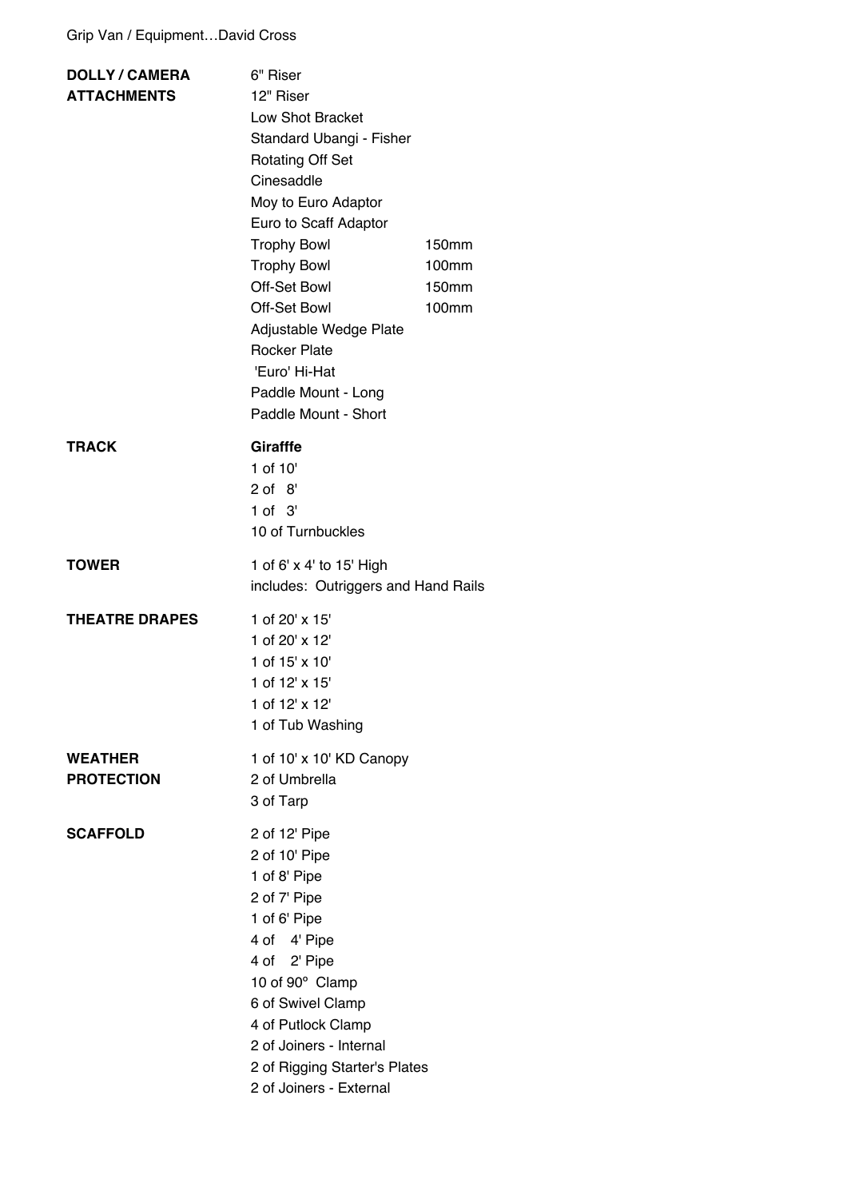Grip Van / Equipment…David Cross

| | | |
|---|---|---|
| **DOLLY / CAMERA ATTACHMENTS** | 6" Riser | |
| | 12" Riser | |
| | Low Shot Bracket | |
| | Standard Ubangi - Fisher | |
| | Rotating Off Set | |
| | Cinesaddle | |
| | Moy to Euro Adaptor | |
| | Euro to Scaff Adaptor | |
| | Trophy Bowl | 150mm |
| | Trophy Bowl | 100mm |
| | Off-Set Bowl | 150mm |
| | Off-Set Bowl | 100mm |
| | Adjustable Wedge Plate | |
| | Rocker Plate | |
| | 'Euro' Hi-Hat | |
| | Paddle Mount - Long | |
| | Paddle Mount - Short | |
| **TRACK** | **Girafffe** | |
| | 1 of 10' | |
| | 2 of 8' | |
| | 1 of 3' | |
| | 10 of Turnbuckles | |
| **TOWER** | 1 of 6' x 4' to 15' High | |
| | includes: Outriggers and Hand Rails | |
| **THEATRE DRAPES** | 1 of 20' x 15' | |
| | 1 of 20' x 12' | |
| | 1 of 15' x 10' | |
| | 1 of 12' x 15' | |
| | 1 of 12' x 12' | |
| | 1 of Tub Washing | |
| **WEATHER PROTECTION** | 1 of 10' x 10' KD Canopy | |
| | 2 of Umbrella | |
| | 3 of Tarp | |
| **SCAFFOLD** | 2 of 12' Pipe | |
| | 2 of 10' Pipe | |
| | 1 of 8' Pipe | |
| | 2 of 7' Pipe | |
| | 1 of 6' Pipe | |
| | 4 of 4' Pipe | |
| | 4 of 2' Pipe | |
| | 10 of 90° Clamp | |
| | 6 of Swivel Clamp | |
| | 4 of Putlock Clamp | |
| | 2 of Joiners - Internal | |
| | 2 of Rigging Starter's Plates | |
| | 2 of Joiners - External | |